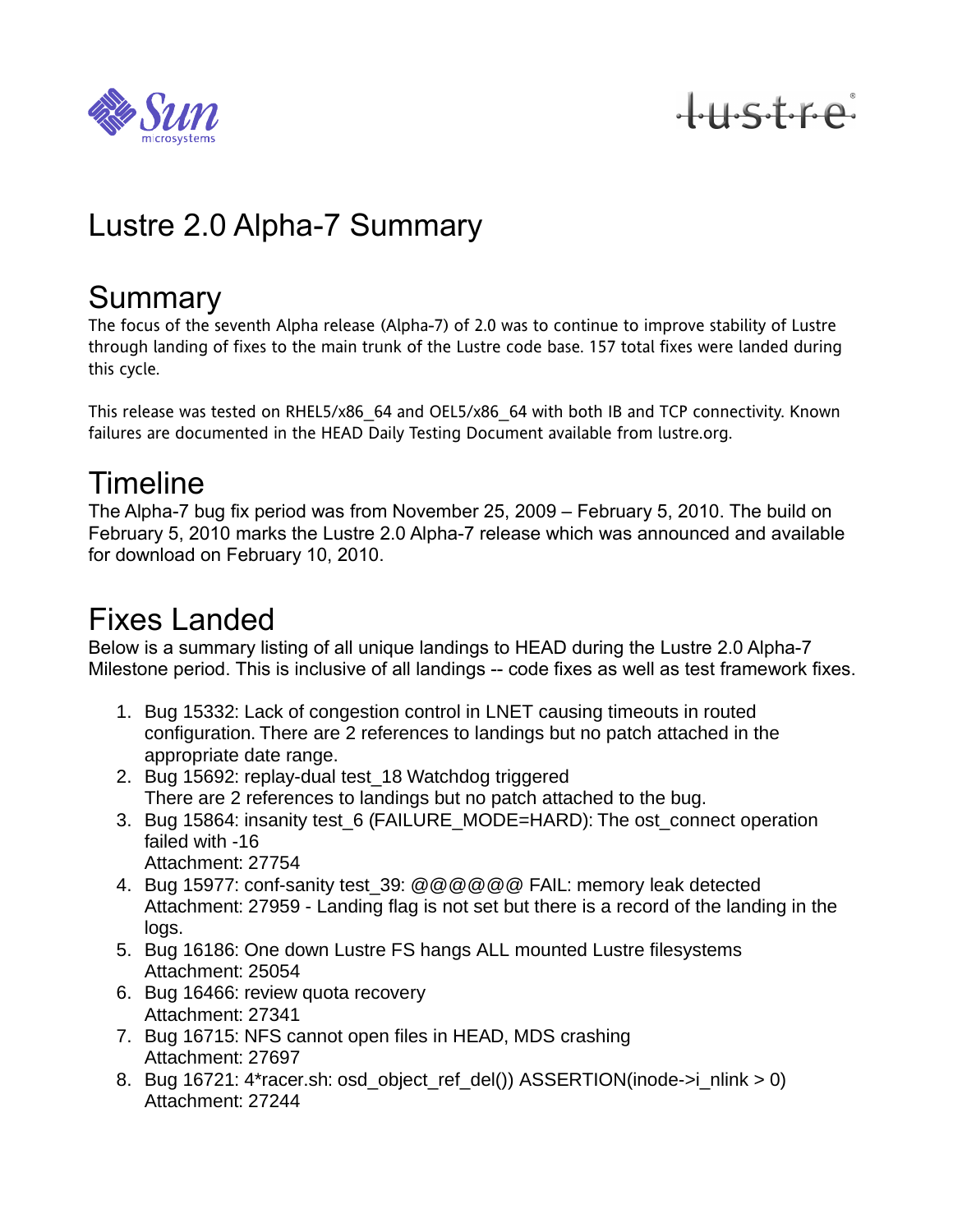# Lustre 2.0 Alpha-7 Summary

## Summary

The focus of the seventh Alpha release (Alpha-7) of 2.0 was to continue to improve stability of Lustre through landing of fixes to the main trunk of the Lustre code base. 157 total fixes were landed during this cycle.

This release was tested on RHEL5/x86_64 and OEL5/x86_64 with both IB and TCP connectivity. Known failures are documented in the HEAD Daily Testing Document available from lustre.org.

## Timeline

The Alpha-7 bug fix period was from November 25, 2009 – February 5, 2010. The build on February 5, 2010 marks the Lustre 2.0 Alpha-7 release which was announced and available for download on February 10, 2010.

## Fixes Landed

Below is a summary listing of all unique landings to HEAD during the Lustre 2.0 Alpha-7 Milestone period. This is inclusive of all landings -- code fixes as well as test framework fixes.

1. Bug 15332: Lack of congestion control in LNET causing timeouts in routed configuration. There are 2 references to landings but no patch attached in the appropriate date range.
2. Bug 15692: replay-dual test_18 Watchdog triggered
   There are 2 references to landings but no patch attached to the bug.
3. Bug 15864: insanity test_6 (FAILURE_MODE=HARD): The ost_connect operation failed with -16
   Attachment: 27754
4. Bug 15977: conf-sanity test_39: @@@@@@ FAIL: memory leak detected
   Attachment: 27959 - Landing flag is not set but there is a record of the landing in the logs.
5. Bug 16186: One down Lustre FS hangs ALL mounted Lustre filesystems
   Attachment: 25054
6. Bug 16466: review quota recovery
   Attachment: 27341
7. Bug 16715: NFS cannot open files in HEAD, MDS crashing
   Attachment: 27697
8. Bug 16721: 4*racer.sh: osd_object_ref_del()) ASSERTION(inode->i_nlink > 0)
   Attachment: 27244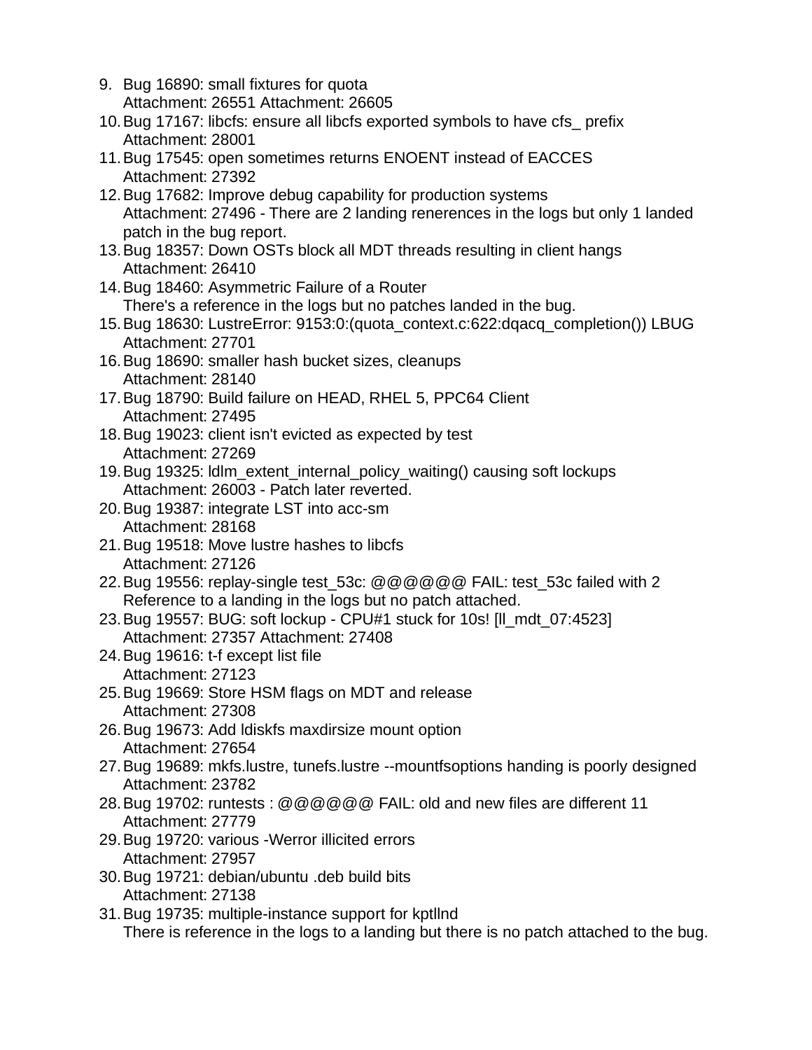9. Bug 16890: small fixtures for quota
   Attachment: 26551 Attachment: 26605
10. Bug 17167: libcfs: ensure all libcfs exported symbols to have cfs_ prefix
    Attachment: 28001
11. Bug 17545: open sometimes returns ENOENT instead of EACCES
    Attachment: 27392
12. Bug 17682: Improve debug capability for production systems
    Attachment: 27496 - There are 2 landing renerences in the logs but only 1 landed patch in the bug report.
13. Bug 18357: Down OSTs block all MDT threads resulting in client hangs
    Attachment: 26410
14. Bug 18460: Asymmetric Failure of a Router
    There's a reference in the logs but no patches landed in the bug.
15. Bug 18630: LustreError: 9153:0:(quota_context.c:622:dqacq_completion()) LBUG
    Attachment: 27701
16. Bug 18690: smaller hash bucket sizes, cleanups
    Attachment: 28140
17. Bug 18790: Build failure on HEAD, RHEL 5, PPC64 Client
    Attachment: 27495
18. Bug 19023: client isn't evicted as expected by test
    Attachment: 27269
19. Bug 19325: ldlm_extent_internal_policy_waiting() causing soft lockups
    Attachment: 26003 - Patch later reverted.
20. Bug 19387: integrate LST into acc-sm
    Attachment: 28168
21. Bug 19518: Move lustre hashes to libcfs
    Attachment: 27126
22. Bug 19556: replay-single test_53c: @@@@@@ FAIL: test_53c failed with 2
    Reference to a landing in the logs but no patch attached.
23. Bug 19557: BUG: soft lockup - CPU#1 stuck for 10s! [ll_mdt_07:4523]
    Attachment: 27357 Attachment: 27408
24. Bug 19616: t-f except list file
    Attachment: 27123
25. Bug 19669: Store HSM flags on MDT and release
    Attachment: 27308
26. Bug 19673: Add ldiskfs maxdirsize mount option
    Attachment: 27654
27. Bug 19689: mkfs.lustre, tunefs.lustre --mountfsoptions handing is poorly designed
    Attachment: 23782
28. Bug 19702: runtests : @@@@@@ FAIL: old and new files are different 11
    Attachment: 27779
29. Bug 19720: various -Werror illicited errors
    Attachment: 27957
30. Bug 19721: debian/ubuntu .deb build bits
    Attachment: 27138
31. Bug 19735: multiple-instance support for kptllnd
    There is reference in the logs to a landing but there is no patch attached to the bug.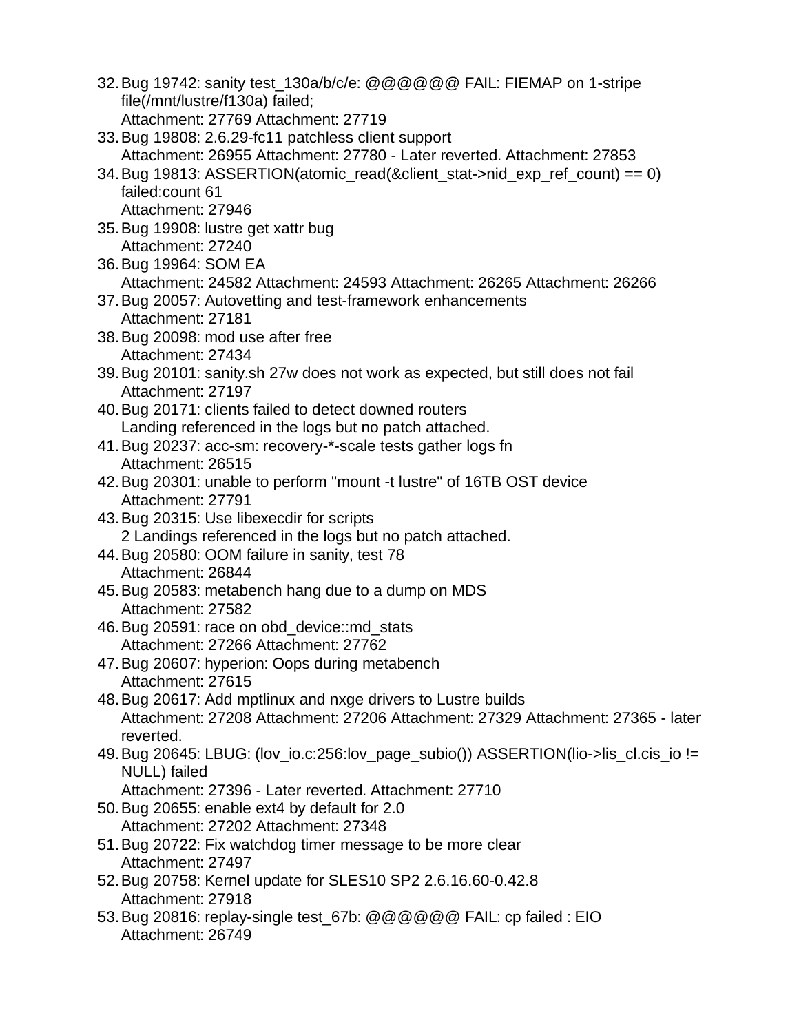32. Bug 19742: sanity test_130a/b/c/e: @@@@@@ FAIL: FIEMAP on 1-stripe file(/mnt/lustre/f130a) failed;
    Attachment: 27769 Attachment: 27719
33. Bug 19808: 2.6.29-fc11 patchless client support
    Attachment: 26955 Attachment: 27780 - Later reverted. Attachment: 27853
34. Bug 19813: ASSERTION(atomic_read(&client_stat->nid_exp_ref_count) == 0) failed:count 61
    Attachment: 27946
35. Bug 19908: lustre get xattr bug
    Attachment: 27240
36. Bug 19964: SOM EA
    Attachment: 24582 Attachment: 24593 Attachment: 26265 Attachment: 26266
37. Bug 20057: Autovetting and test-framework enhancements
    Attachment: 27181
38. Bug 20098: mod use after free
    Attachment: 27434
39. Bug 20101: sanity.sh 27w does not work as expected, but still does not fail
    Attachment: 27197
40. Bug 20171: clients failed to detect downed routers
    Landing referenced in the logs but no patch attached.
41. Bug 20237: acc-sm: recovery-*-scale tests gather logs fn
    Attachment: 26515
42. Bug 20301: unable to perform "mount -t lustre" of 16TB OST device
    Attachment: 27791
43. Bug 20315: Use libexecdir for scripts
    2 Landings referenced in the logs but no patch attached.
44. Bug 20580: OOM failure in sanity, test 78
    Attachment: 26844
45. Bug 20583: metabench hang due to a dump on MDS
    Attachment: 27582
46. Bug 20591: race on obd_device::md_stats
    Attachment: 27266 Attachment: 27762
47. Bug 20607: hyperion: Oops during metabench
    Attachment: 27615
48. Bug 20617: Add mptlinux and nxge drivers to Lustre builds
    Attachment: 27208 Attachment: 27206 Attachment: 27329 Attachment: 27365 - later reverted.
49. Bug 20645: LBUG: (lov_io.c:256:lov_page_subio()) ASSERTION(lio->lis_cl.cis_io != NULL) failed
    Attachment: 27396 - Later reverted. Attachment: 27710
50. Bug 20655: enable ext4 by default for 2.0
    Attachment: 27202 Attachment: 27348
51. Bug 20722: Fix watchdog timer message to be more clear
    Attachment: 27497
52. Bug 20758: Kernel update for SLES10 SP2 2.6.16.60-0.42.8
    Attachment: 27918
53. Bug 20816: replay-single test_67b: @@@@@@ FAIL: cp failed : EIO
    Attachment: 26749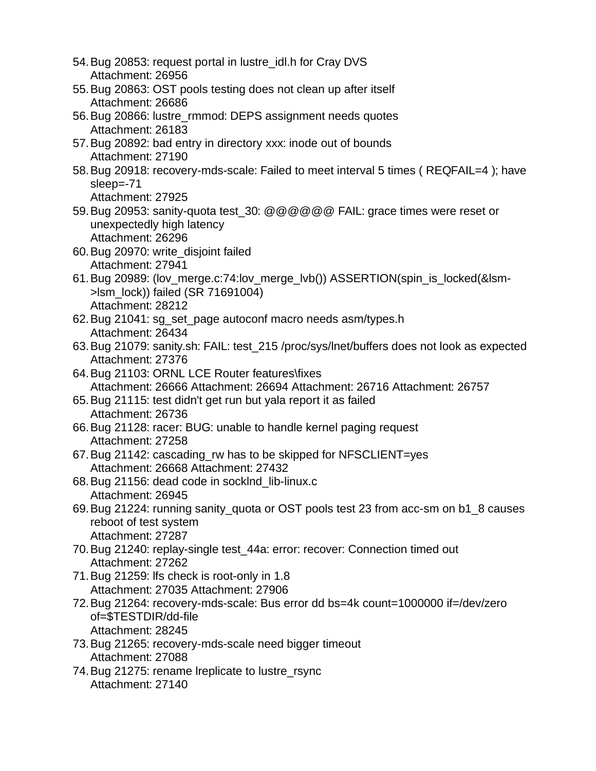54. Bug 20853: request portal in lustre_idl.h for Cray DVS
    Attachment: 26956
55. Bug 20863: OST pools testing does not clean up after itself
    Attachment: 26686
56. Bug 20866: lustre_rmmod: DEPS assignment needs quotes
    Attachment: 26183
57. Bug 20892: bad entry in directory xxx: inode out of bounds
    Attachment: 27190
58. Bug 20918: recovery-mds-scale: Failed to meet interval 5 times ( REQFAIL=4 ); have sleep=-71
    Attachment: 27925
59. Bug 20953: sanity-quota test_30: @@@@@@ FAIL: grace times were reset or unexpectedly high latency
    Attachment: 26296
60. Bug 20970: write_disjoint failed
    Attachment: 27941
61. Bug 20989: (lov_merge.c:74:lov_merge_lvb()) ASSERTION(spin_is_locked(&lsm->lsm_lock)) failed (SR 71691004)
    Attachment: 28212
62. Bug 21041: sg_set_page autoconf macro needs asm/types.h
    Attachment: 26434
63. Bug 21079: sanity.sh: FAIL: test_215 /proc/sys/lnet/buffers does not look as expected
    Attachment: 27376
64. Bug 21103: ORNL LCE Router features\fixes
    Attachment: 26666 Attachment: 26694 Attachment: 26716 Attachment: 26757
65. Bug 21115: test didn't get run but yala report it as failed
    Attachment: 26736
66. Bug 21128: racer: BUG: unable to handle kernel paging request
    Attachment: 27258
67. Bug 21142: cascading_rw has to be skipped for NFSCLIENT=yes
    Attachment: 26668 Attachment: 27432
68. Bug 21156: dead code in socklnd_lib-linux.c
    Attachment: 26945
69. Bug 21224: running sanity_quota or OST pools test 23 from acc-sm on b1_8 causes reboot of test system
    Attachment: 27287
70. Bug 21240: replay-single test_44a: error: recover: Connection timed out
    Attachment: 27262
71. Bug 21259: lfs check is root-only in 1.8
    Attachment: 27035 Attachment: 27906
72. Bug 21264: recovery-mds-scale: Bus error dd bs=4k count=1000000 if=/dev/zero of=$TESTDIR/dd-file
    Attachment: 28245
73. Bug 21265: recovery-mds-scale need bigger timeout
    Attachment: 27088
74. Bug 21275: rename lreplicate to lustre_rsync
    Attachment: 27140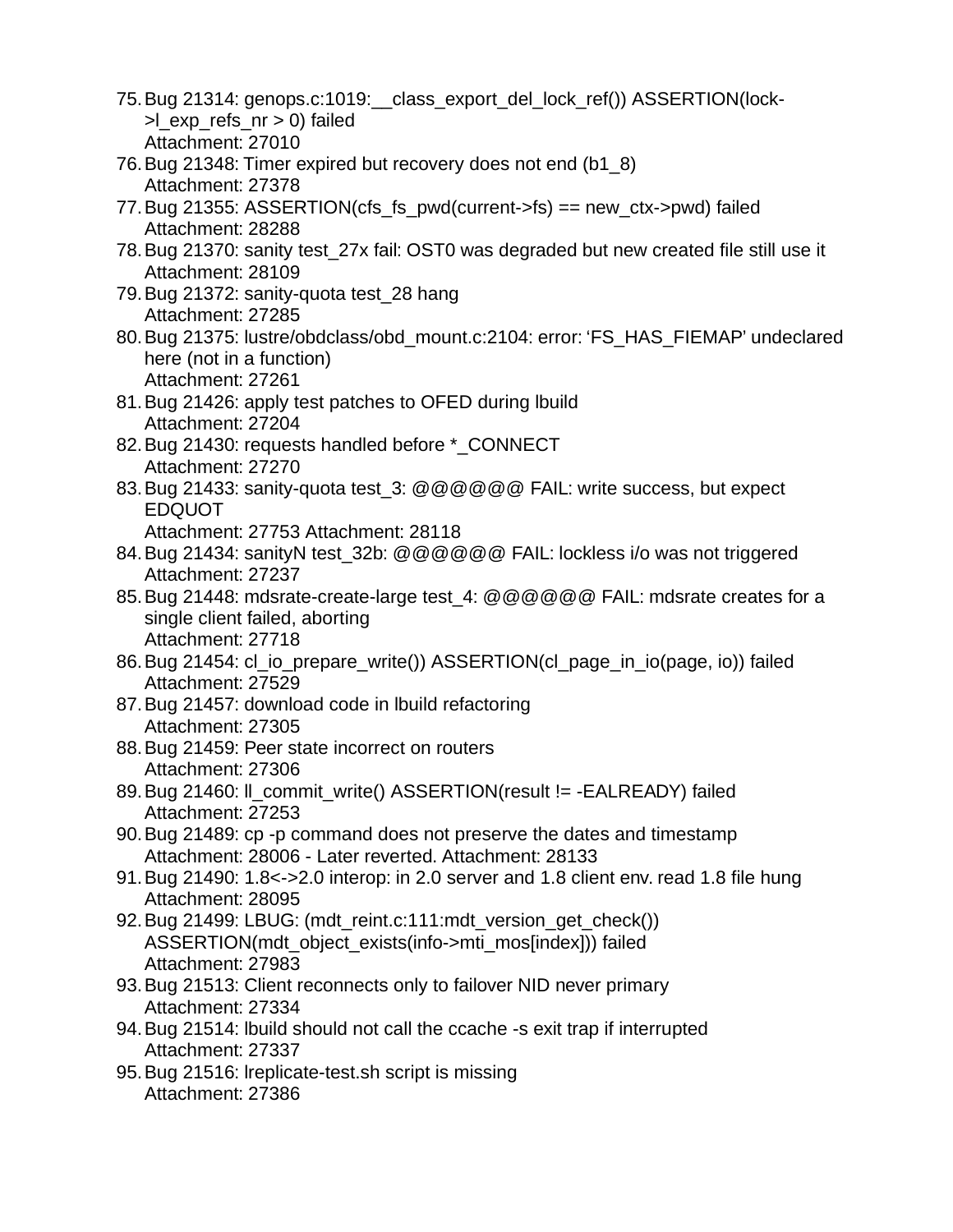75. Bug 21314: genops.c:1019:__class_export_del_lock_ref()) ASSERTION(lock->l_exp_refs_nr > 0) failed
    Attachment: 27010
76. Bug 21348: Timer expired but recovery does not end (b1_8)
    Attachment: 27378
77. Bug 21355: ASSERTION(cfs_fs_pwd(current->fs) == new_ctx->pwd) failed
    Attachment: 28288
78. Bug 21370: sanity test_27x fail: OST0 was degraded but new created file still use it
    Attachment: 28109
79. Bug 21372: sanity-quota test_28 hang
    Attachment: 27285
80. Bug 21375: lustre/obdclass/obd_mount.c:2104: error: ‘FS_HAS_FIEMAP’ undeclared here (not in a function)
    Attachment: 27261
81. Bug 21426: apply test patches to OFED during lbuild
    Attachment: 27204
82. Bug 21430: requests handled before *_CONNECT
    Attachment: 27270
83. Bug 21433: sanity-quota test_3: @@@@@@ FAIL: write success, but expect EDQUOT
    Attachment: 27753 Attachment: 28118
84. Bug 21434: sanityN test_32b: @@@@@@ FAIL: lockless i/o was not triggered
    Attachment: 27237
85. Bug 21448: mdsrate-create-large test_4: @@@@@@ FAIL: mdsrate creates for a single client failed, aborting
    Attachment: 27718
86. Bug 21454: cl_io_prepare_write()) ASSERTION(cl_page_in_io(page, io)) failed
    Attachment: 27529
87. Bug 21457: download code in lbuild refactoring
    Attachment: 27305
88. Bug 21459: Peer state incorrect on routers
    Attachment: 27306
89. Bug 21460: ll_commit_write() ASSERTION(result != -EALREADY) failed
    Attachment: 27253
90. Bug 21489: cp -p command does not preserve the dates and timestamp
    Attachment: 28006 - Later reverted. Attachment: 28133
91. Bug 21490: 1.8<->2.0 interop: in 2.0 server and 1.8 client env. read 1.8 file hung
    Attachment: 28095
92. Bug 21499: LBUG: (mdt_reint.c:111:mdt_version_get_check()) ASSERTION(mdt_object_exists(info->mti_mos[index])) failed
    Attachment: 27983
93. Bug 21513: Client reconnects only to failover NID never primary
    Attachment: 27334
94. Bug 21514: lbuild should not call the ccache -s exit trap if interrupted
    Attachment: 27337
95. Bug 21516: lreplicate-test.sh script is missing
    Attachment: 27386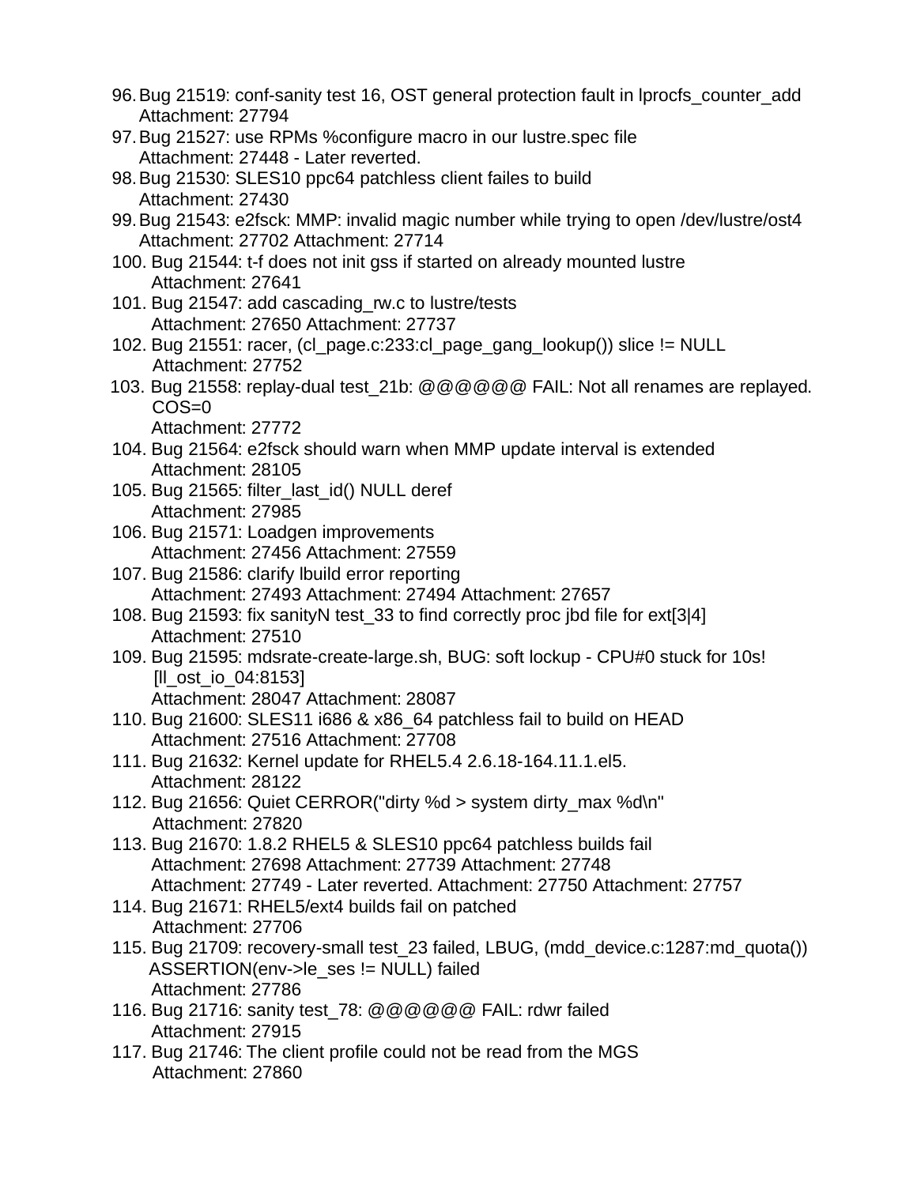96. Bug 21519: conf-sanity test 16, OST general protection fault in lprocfs_counter_add
    Attachment: 27794
97. Bug 21527: use RPMs %configure macro in our lustre.spec file
    Attachment: 27448 - Later reverted.
98. Bug 21530: SLES10 ppc64 patchless client failes to build
    Attachment: 27430
99. Bug 21543: e2fsck: MMP: invalid magic number while trying to open /dev/lustre/ost4
    Attachment: 27702 Attachment: 27714
100. Bug 21544: t-f does not init gss if started on already mounted lustre
    Attachment: 27641
101. Bug 21547: add cascading_rw.c to lustre/tests
    Attachment: 27650 Attachment: 27737
102. Bug 21551: racer, (cl_page.c:233:cl_page_gang_lookup()) slice != NULL
    Attachment: 27752
103. Bug 21558: replay-dual test_21b: @@@@@@ FAIL: Not all renames are replayed. COS=0
    Attachment: 27772
104. Bug 21564: e2fsck should warn when MMP update interval is extended
    Attachment: 28105
105. Bug 21565: filter_last_id() NULL deref
    Attachment: 27985
106. Bug 21571: Loadgen improvements
    Attachment: 27456 Attachment: 27559
107. Bug 21586: clarify lbuild error reporting
    Attachment: 27493 Attachment: 27494 Attachment: 27657
108. Bug 21593: fix sanityN test_33 to find correctly proc jbd file for ext[3|4]
    Attachment: 27510
109. Bug 21595: mdsrate-create-large.sh, BUG: soft lockup - CPU#0 stuck for 10s! [ll_ost_io_04:8153]
    Attachment: 28047 Attachment: 28087
110. Bug 21600: SLES11 i686 & x86_64 patchless fail to build on HEAD
    Attachment: 27516 Attachment: 27708
111. Bug 21632: Kernel update for RHEL5.4 2.6.18-164.11.1.el5.
    Attachment: 28122
112. Bug 21656: Quiet CERROR("dirty %d > system dirty_max %d\n"
    Attachment: 27820
113. Bug 21670: 1.8.2 RHEL5 & SLES10 ppc64 patchless builds fail
    Attachment: 27698 Attachment: 27739 Attachment: 27748
    Attachment: 27749 - Later reverted. Attachment: 27750 Attachment: 27757
114. Bug 21671: RHEL5/ext4 builds fail on patched
    Attachment: 27706
115. Bug 21709: recovery-small test_23 failed, LBUG, (mdd_device.c:1287:md_quota()) ASSERTION(env->le_ses != NULL) failed
    Attachment: 27786
116. Bug 21716: sanity test_78: @@@@@@ FAIL: rdwr failed
    Attachment: 27915
117. Bug 21746: The client profile could not be read from the MGS
    Attachment: 27860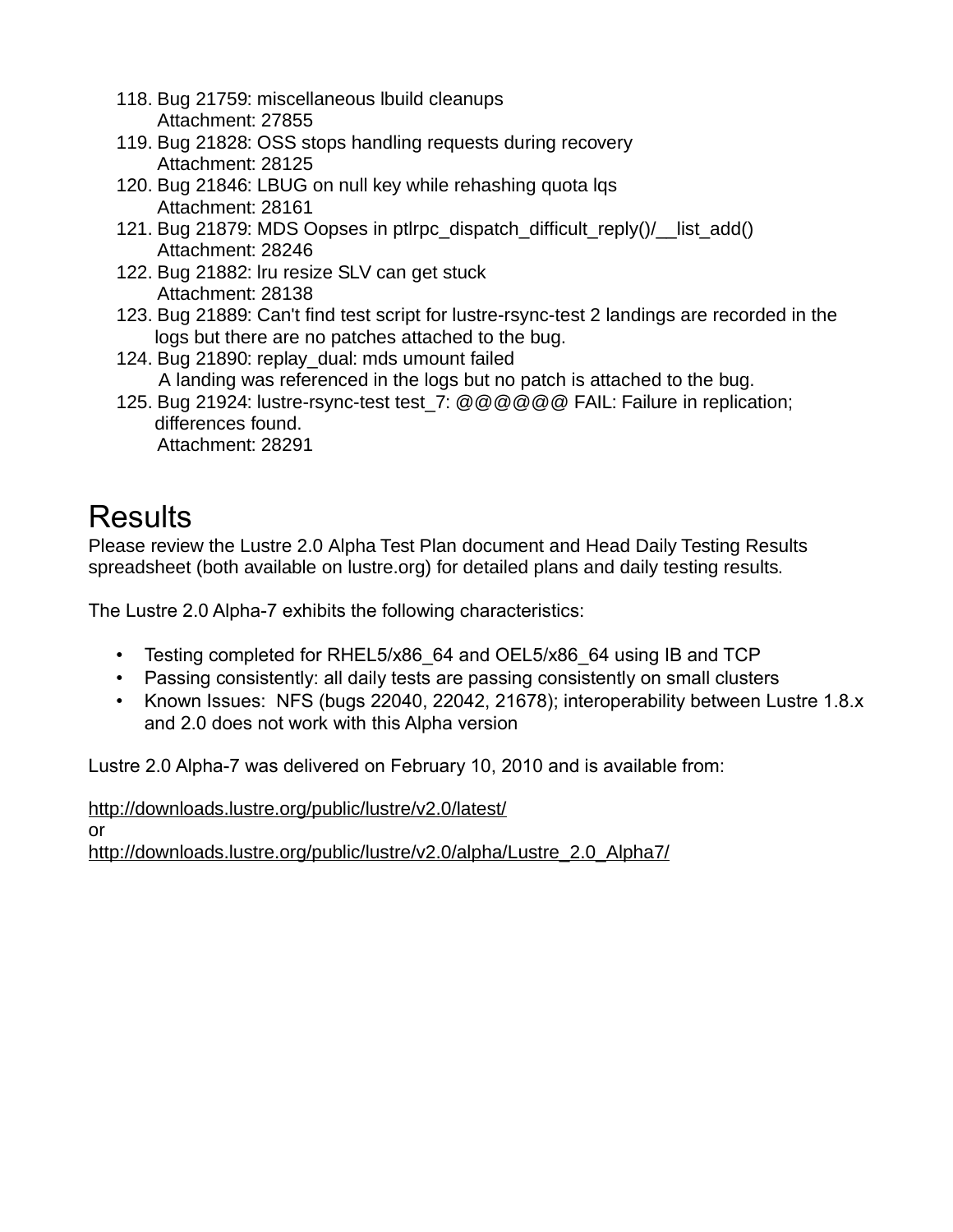118. Bug 21759: miscellaneous lbuild cleanups
    Attachment: 27855
119. Bug 21828: OSS stops handling requests during recovery
    Attachment: 28125
120. Bug 21846: LBUG on null key while rehashing quota lqs
    Attachment: 28161
121. Bug 21879: MDS Oopses in ptlrpc_dispatch_difficult_reply()/__list_add()
    Attachment: 28246
122. Bug 21882: lru resize SLV can get stuck
    Attachment: 28138
123. Bug 21889: Can't find test script for lustre-rsync-test 2 landings are recorded in the logs but there are no patches attached to the bug.
124. Bug 21890: replay_dual: mds umount failed
    A landing was referenced in the logs but no patch is attached to the bug.
125. Bug 21924: lustre-rsync-test test_7: @@@@@@ FAIL: Failure in replication; differences found.
    Attachment: 28291

# Results

Please review the Lustre 2.0 Alpha Test Plan document and Head Daily Testing Results spreadsheet (both available on lustre.org) for detailed plans and daily testing results.

The Lustre 2.0 Alpha-7 exhibits the following characteristics:

- Testing completed for RHEL5/x86_64 and OEL5/x86_64 using IB and TCP
- Passing consistently: all daily tests are passing consistently on small clusters
- Known Issues: NFS (bugs 22040, 22042, 21678); interoperability between Lustre 1.8.x and 2.0 does not work with this Alpha version

Lustre 2.0 Alpha-7 was delivered on February 10, 2010 and is available from:

http://downloads.lustre.org/public/lustre/v2.0/latest/
or
http://downloads.lustre.org/public/lustre/v2.0/alpha/Lustre_2.0_Alpha7/